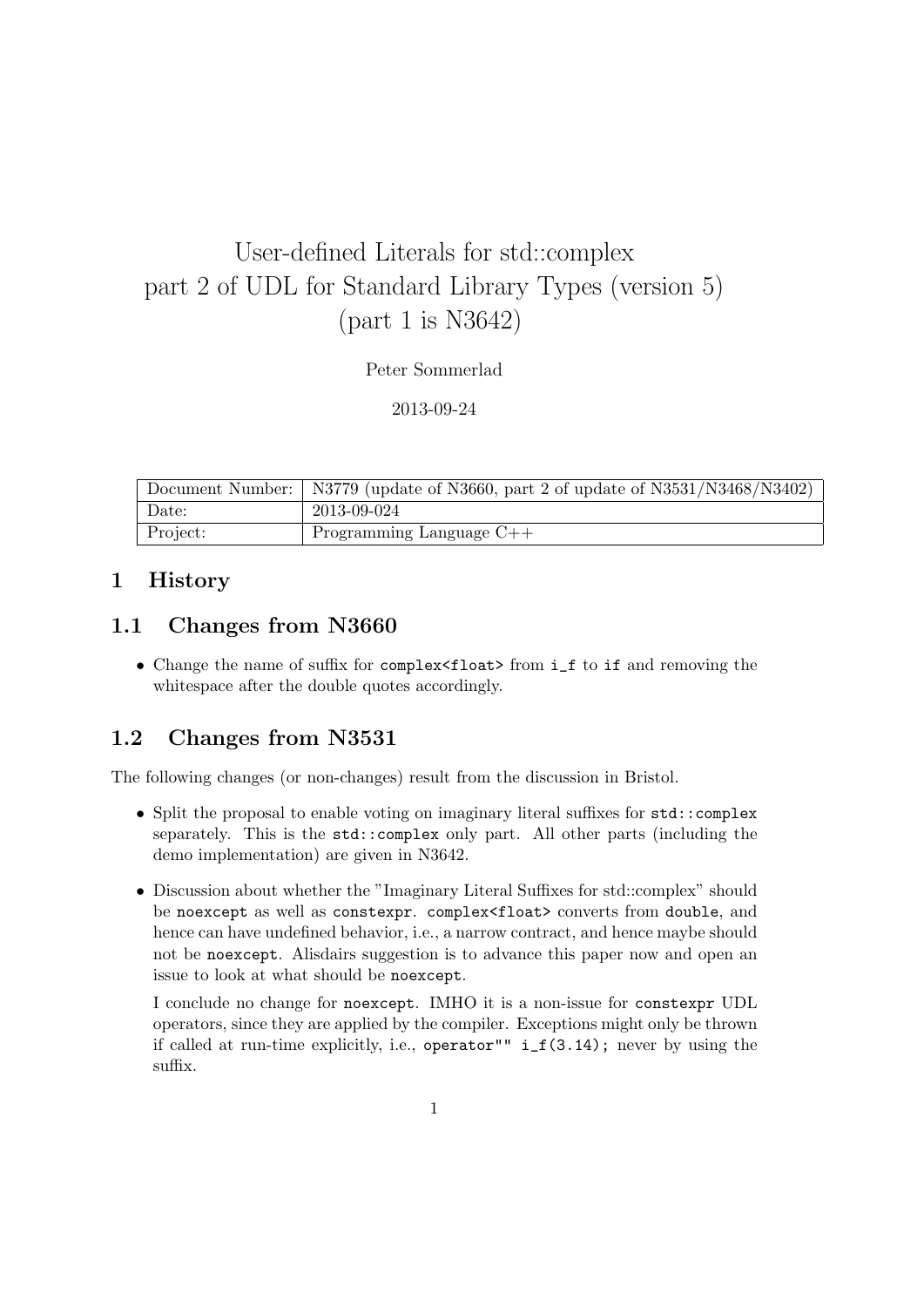# User-defined Literals for std::complex
# part 2 of UDL for Standard Library Types (version 5)
# (part 1 is N3642)

Peter Sommerlad

2013-09-24

| Document Number: | N3779 (update of N3660, part 2 of update of N3531/N3468/N3402) |
| --- | --- |
| Date: | 2013-09-024 |
| Project: | Programming Language C++ |

## 1 History

### 1.1 Changes from N3660

- Change the name of suffix for `complex<float>` from `i_f` to `if` and removing the whitespace after the double quotes accordingly.

### 1.2 Changes from N3531

The following changes (or non-changes) result from the discussion in Bristol.

- Split the proposal to enable voting on imaginary literal suffixes for `std::complex` separately. This is the `std::complex` only part. All other parts (including the demo implementation) are given in N3642.
- Discussion about whether the "Imaginary Literal Suffixes for std::complex" should be `noexcept` as well as `constexpr`. `complex<float>` converts from `double`, and hence can have undefined behavior, i.e., a narrow contract, and hence maybe should not be `noexcept`. Alisdairs suggestion is to advance this paper now and open an issue to look at what should be `noexcept`.

  I conclude no change for `noexcept`. IMHO it is a non-issue for `constexpr` UDL operators, since they are applied by the compiler. Exceptions might only be thrown if called at run-time explicitly, i.e., `operator"" i_f(3.14);` never by using the suffix.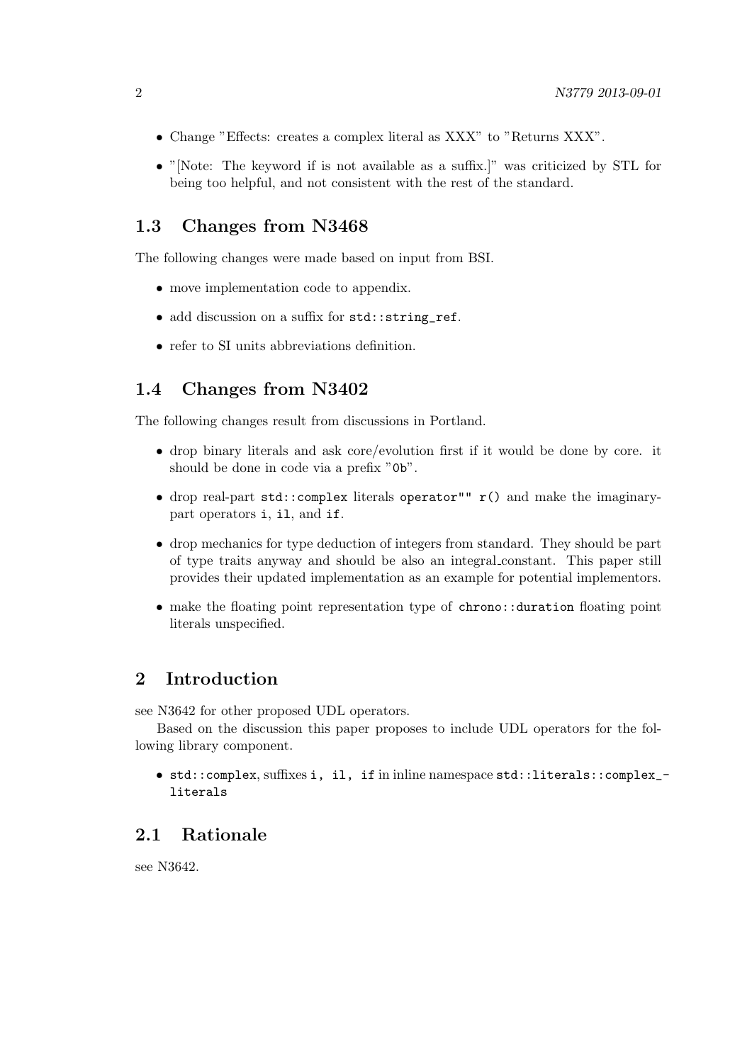- Change "Effects: creates a complex literal as XXX" to "Returns XXX".
- "[Note: The keyword if is not available as a suffix.]" was criticized by STL for being too helpful, and not consistent with the rest of the standard.

## 1.3 Changes from N3468

The following changes were made based on input from BSI.

- move implementation code to appendix.
- add discussion on a suffix for `std::string_ref`.
- refer to SI units abbreviations definition.

## 1.4 Changes from N3402

The following changes result from discussions in Portland.

- drop binary literals and ask core/evolution first if it would be done by core. it should be done in code via a prefix "`0b`".
- drop real-part `std::complex` literals `operator"" r()` and make the imaginary-part operators `i`, `il`, and `if`.
- drop mechanics for type deduction of integers from standard. They should be part of type traits anyway and should be also an integral_constant. This paper still provides their updated implementation as an example for potential implementors.
- make the floating point representation type of `chrono::duration` floating point literals unspecified.

# 2 Introduction

see N3642 for other proposed UDL operators.

Based on the discussion this paper proposes to include UDL operators for the following library component.

- `std::complex`, suffixes `i, il, if` in inline namespace `std::literals::complex_literals`

## 2.1 Rationale

see N3642.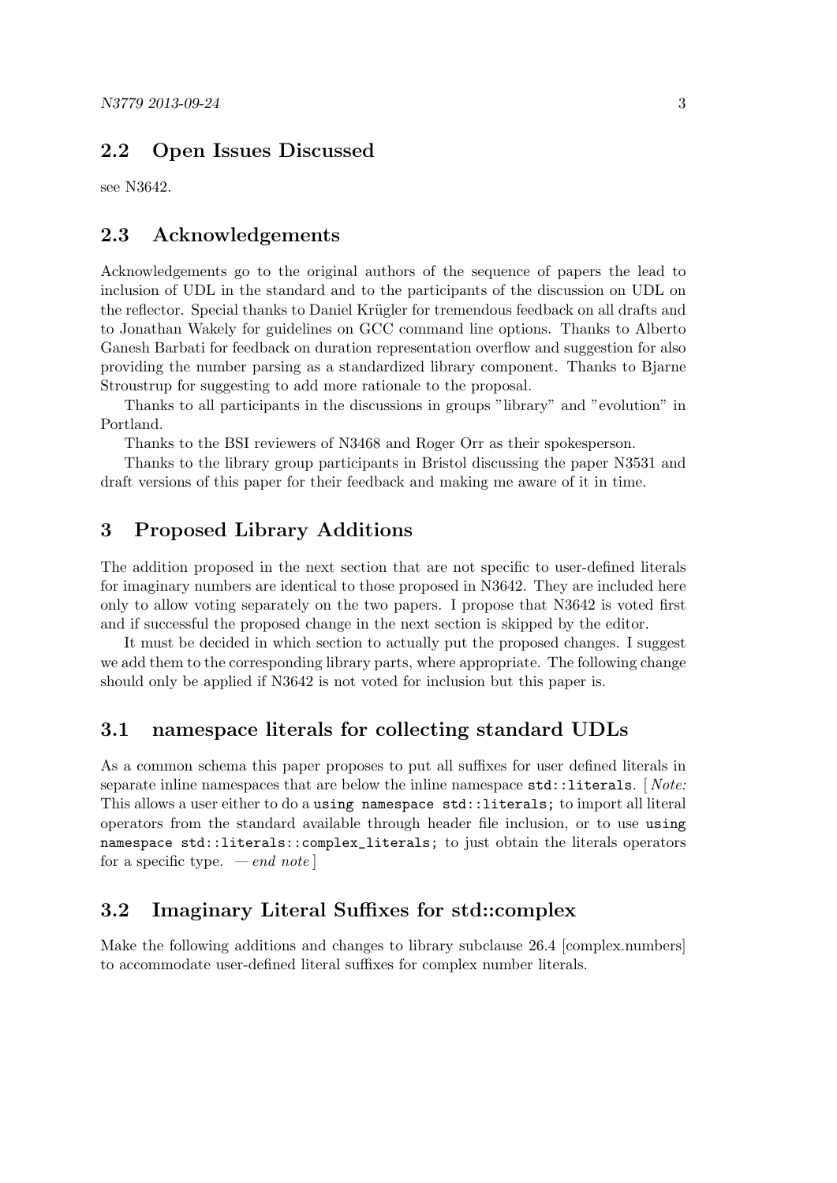## 2.2 Open Issues Discussed

see N3642.

## 2.3 Acknowledgements

Acknowledgements go to the original authors of the sequence of papers the lead to inclusion of UDL in the standard and to the participants of the discussion on UDL on the reflector. Special thanks to Daniel Krügler for tremendous feedback on all drafts and to Jonathan Wakely for guidelines on GCC command line options. Thanks to Alberto Ganesh Barbati for feedback on duration representation overflow and suggestion for also providing the number parsing as a standardized library component. Thanks to Bjarne Stroustrup for suggesting to add more rationale to the proposal.

Thanks to all participants in the discussions in groups "library" and "evolution" in Portland.

Thanks to the BSI reviewers of N3468 and Roger Orr as their spokesperson.

Thanks to the library group participants in Bristol discussing the paper N3531 and draft versions of this paper for their feedback and making me aware of it in time.

# 3 Proposed Library Additions

The addition proposed in the next section that are not specific to user-defined literals for imaginary numbers are identical to those proposed in N3642. They are included here only to allow voting separately on the two papers. I propose that N3642 is voted first and if successful the proposed change in the next section is skipped by the editor.

It must be decided in which section to actually put the proposed changes. I suggest we add them to the corresponding library parts, where appropriate. The following change should only be applied if N3642 is not voted for inclusion but this paper is.

## 3.1 namespace literals for collecting standard UDLs

As a common schema this paper proposes to put all suffixes for user defined literals in separate inline namespaces that are below the inline namespace `std::literals`. [ *Note:* This allows a user either to do a `using namespace std::literals;` to import all literal operators from the standard available through header file inclusion, or to use `using namespace std::literals::complex_literals;` to just obtain the literals operators for a specific type. — *end note* ]

## 3.2 Imaginary Literal Suffixes for std::complex

Make the following additions and changes to library subclause 26.4 [complex.numbers] to accommodate user-defined literal suffixes for complex number literals.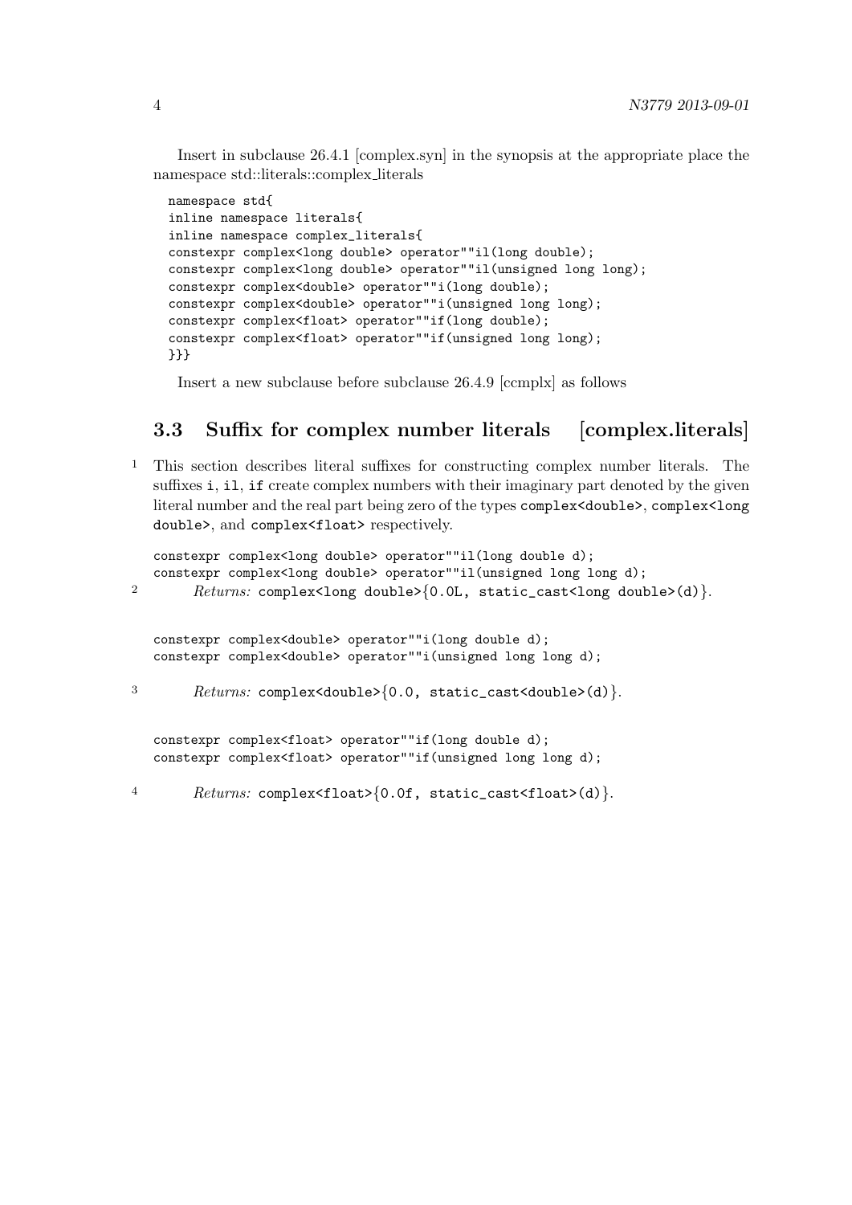Insert in subclause 26.4.1 [complex.syn] in the synopsis at the appropriate place the namespace std::literals::complex_literals

```
namespace std{
inline namespace literals{
inline namespace complex_literals{
constexpr complex<long double> operator""il(long double);
constexpr complex<long double> operator""il(unsigned long long);
constexpr complex<double> operator""i(long double);
constexpr complex<double> operator""i(unsigned long long);
constexpr complex<float> operator""if(long double);
constexpr complex<float> operator""if(unsigned long long);
}}}
```

Insert a new subclause before subclause 26.4.9 [ccmplx] as follows

## 3.3 Suffix for complex number literals [complex.literals]

1 This section describes literal suffixes for constructing complex number literals. The suffixes `i`, `il`, `if` create complex numbers with their imaginary part denoted by the given literal number and the real part being zero of the types `complex<double>`, `complex<long double>`, and `complex<float>` respectively.

```
constexpr complex<long double> operator""il(long double d);
constexpr complex<long double> operator""il(unsigned long long d);
```

2 *Returns:* `complex<long double>{0.0L, static_cast<long double>(d)}`.

```
constexpr complex<double> operator""i(long double d);
constexpr complex<double> operator""i(unsigned long long d);
```

3 *Returns:* `complex<double>{0.0, static_cast<double>(d)}`.

```
constexpr complex<float> operator""if(long double d);
constexpr complex<float> operator""if(unsigned long long d);
```

4 *Returns:* `complex<float>{0.0f, static_cast<float>(d)}`.